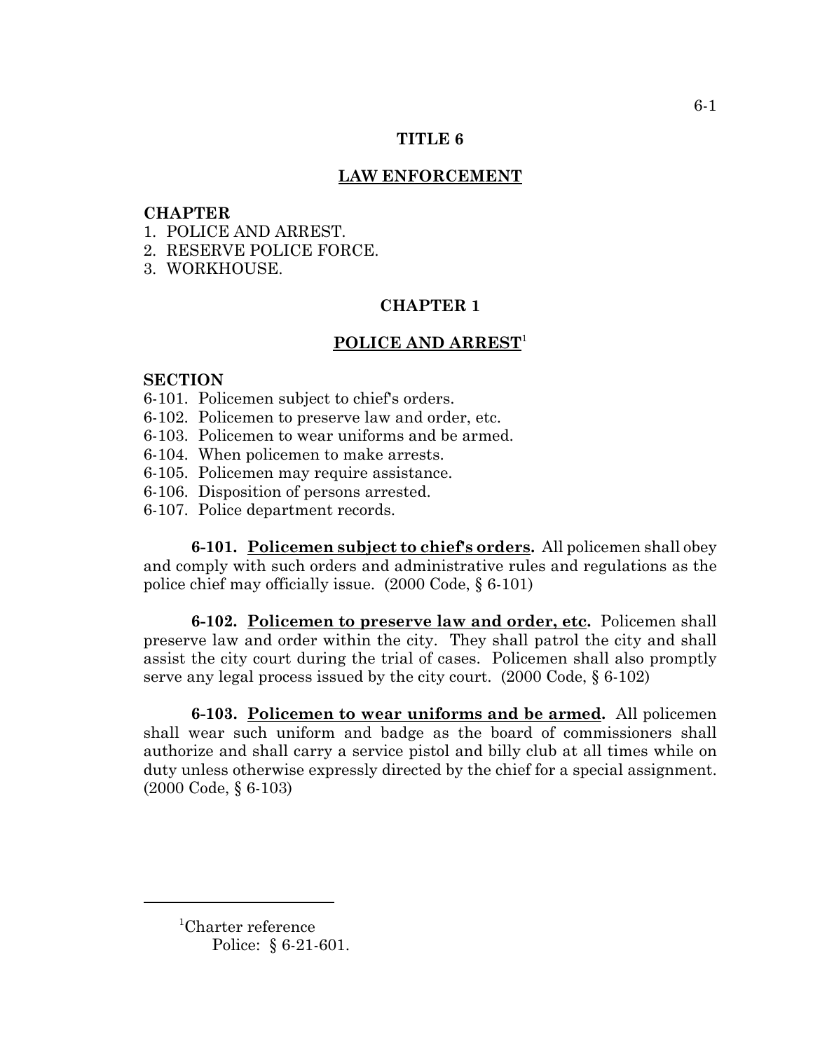# TITLE 6

## LAW ENFORCEMENT

**CHAPTER**

1. POLICE AND ARREST.
2. RESERVE POLICE FORCE.
3. WORKHOUSE.

## CHAPTER 1

## POLICE AND ARREST[1]

**SECTION**

6-101. Policemen subject to chief's orders.
6-102. Policemen to preserve law and order, etc.
6-103. Policemen to wear uniforms and be armed.
6-104. When policemen to make arrests.
6-105. Policemen may require assistance.
6-106. Disposition of persons arrested.
6-107. Police department records.

**6-101. Policemen subject to chief's orders.** All policemen shall obey and comply with such orders and administrative rules and regulations as the police chief may officially issue. (2000 Code, § 6-101)

**6-102. Policemen to preserve law and order, etc.** Policemen shall preserve law and order within the city. They shall patrol the city and shall assist the city court during the trial of cases. Policemen shall also promptly serve any legal process issued by the city court. (2000 Code, § 6-102)

**6-103. Policemen to wear uniforms and be armed.** All policemen shall wear such uniform and badge as the board of commissioners shall authorize and shall carry a service pistol and billy club at all times while on duty unless otherwise expressly directed by the chief for a special assignment. (2000 Code, § 6-103)

---

[1]Charter reference
Police: § 6-21-601.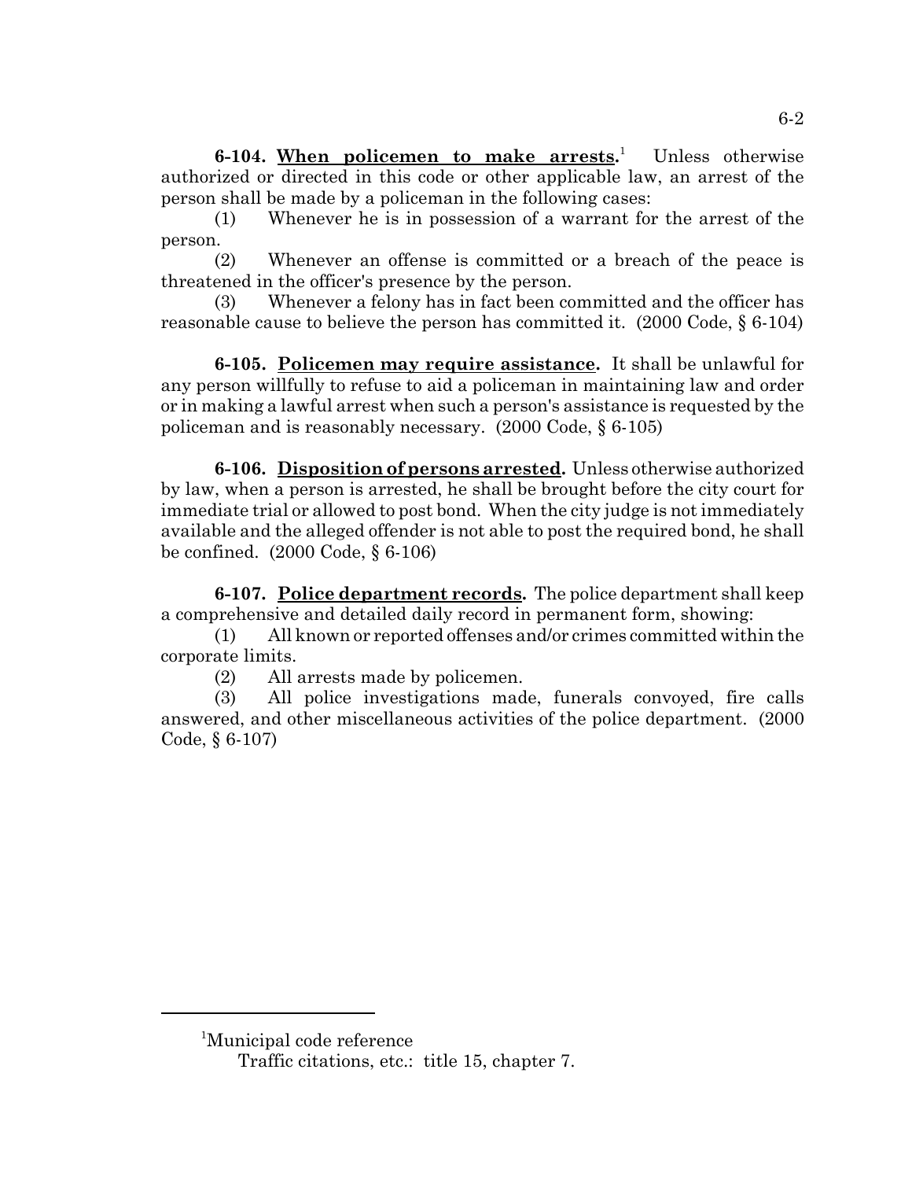**6-104. When policemen to make arrests.**[1] Unless otherwise authorized or directed in this code or other applicable law, an arrest of the person shall be made by a policeman in the following cases:

(1) Whenever he is in possession of a warrant for the arrest of the person.

(2) Whenever an offense is committed or a breach of the peace is threatened in the officer's presence by the person.

(3) Whenever a felony has in fact been committed and the officer has reasonable cause to believe the person has committed it. (2000 Code, § 6-104)

**6-105. Policemen may require assistance.** It shall be unlawful for any person willfully to refuse to aid a policeman in maintaining law and order or in making a lawful arrest when such a person's assistance is requested by the policeman and is reasonably necessary. (2000 Code, § 6-105)

**6-106. Disposition of persons arrested.** Unless otherwise authorized by law, when a person is arrested, he shall be brought before the city court for immediate trial or allowed to post bond. When the city judge is not immediately available and the alleged offender is not able to post the required bond, he shall be confined. (2000 Code, § 6-106)

**6-107. Police department records.** The police department shall keep a comprehensive and detailed daily record in permanent form, showing:

(1) All known or reported offenses and/or crimes committed within the corporate limits.

(2) All arrests made by policemen.

(3) All police investigations made, funerals convoyed, fire calls answered, and other miscellaneous activities of the police department. (2000 Code, § 6-107)

---

[1]Municipal code reference

Traffic citations, etc.: title 15, chapter 7.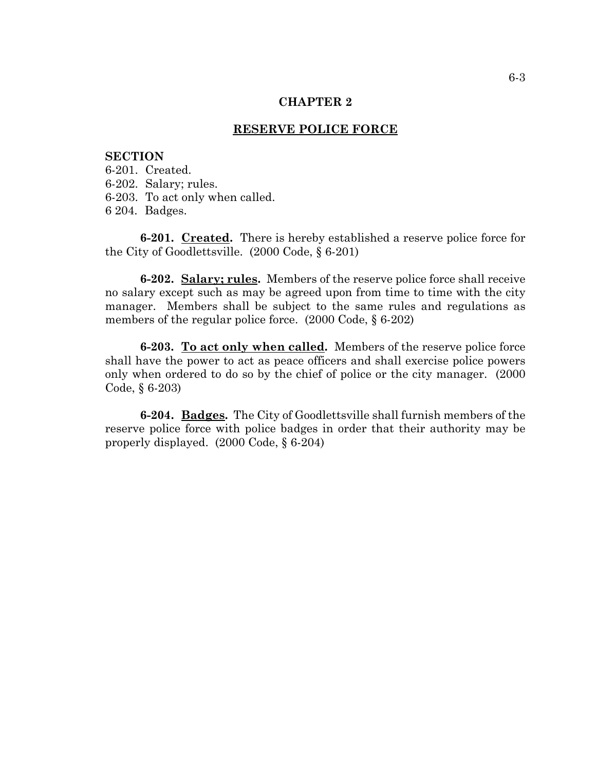# CHAPTER 2

## RESERVE POLICE FORCE

**SECTION**

6-201. Created.
6-202. Salary; rules.
6-203. To act only when called.
6 204. Badges.

**6-201. Created.** There is hereby established a reserve police force for the City of Goodlettsville. (2000 Code, § 6-201)

**6-202. Salary; rules.** Members of the reserve police force shall receive no salary except such as may be agreed upon from time to time with the city manager. Members shall be subject to the same rules and regulations as members of the regular police force. (2000 Code, § 6-202)

**6-203. To act only when called.** Members of the reserve police force shall have the power to act as peace officers and shall exercise police powers only when ordered to do so by the chief of police or the city manager. (2000 Code, § 6-203)

**6-204. Badges.** The City of Goodlettsville shall furnish members of the reserve police force with police badges in order that their authority may be properly displayed. (2000 Code, § 6-204)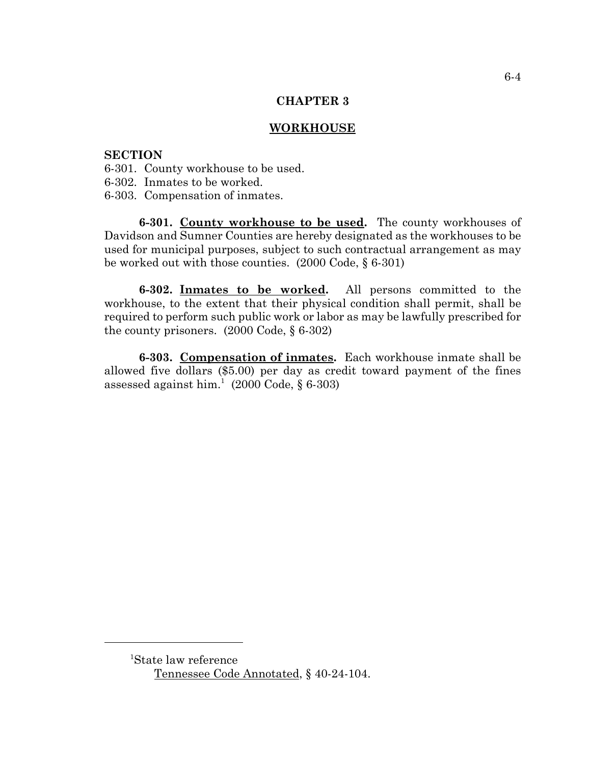## CHAPTER 3

## WORKHOUSE

**SECTION**

6-301. County workhouse to be used.
6-302. Inmates to be worked.
6-303. Compensation of inmates.

**6-301. County workhouse to be used.** The county workhouses of Davidson and Sumner Counties are hereby designated as the workhouses to be used for municipal purposes, subject to such contractual arrangement as may be worked out with those counties. (2000 Code, § 6-301)

**6-302. Inmates to be worked.** All persons committed to the workhouse, to the extent that their physical condition shall permit, shall be required to perform such public work or labor as may be lawfully prescribed for the county prisoners. (2000 Code, § 6-302)

**6-303. Compensation of inmates.** Each workhouse inmate shall be allowed five dollars ($5.00) per day as credit toward payment of the fines assessed against him.[1] (2000 Code, § 6-303)

---

[1]State law reference

Tennessee Code Annotated, § 40-24-104.